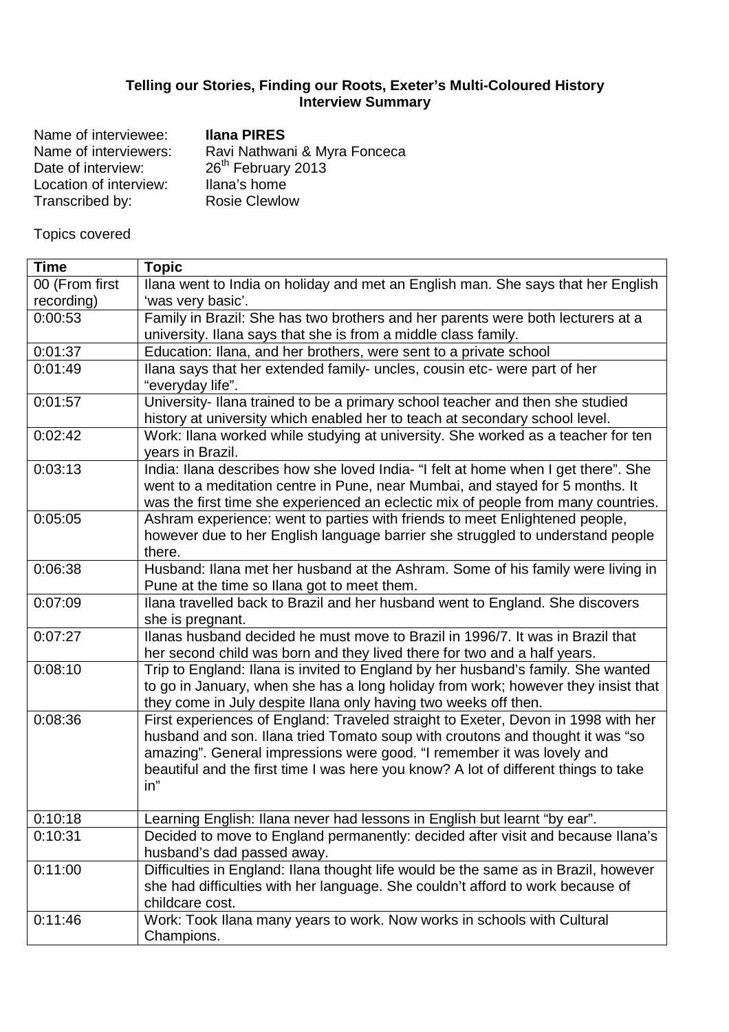**Telling our Stories, Finding our Roots, Exeter's Multi-Coloured History**
**Interview Summary**

Name of interviewee: **Ilana PIRES**
Name of interviewers: Ravi Nathwani & Myra Fonceca
Date of interview: 26th February 2013
Location of interview: Ilana's home
Transcribed by: Rosie Clewlow

Topics covered

| Time | Topic |
|---|---|
| 00 (From first recording) | Ilana went to India on holiday and met an English man. She says that her English 'was very basic'. |
| 0:00:53 | Family in Brazil: She has two brothers and her parents were both lecturers at a university. Ilana says that she is from a middle class family. |
| 0:01:37 | Education: Ilana, and her brothers, were sent to a private school |
| 0:01:49 | Ilana says that her extended family- uncles, cousin etc- were part of her "everyday life". |
| 0:01:57 | University- Ilana trained to be a primary school teacher and then she studied history at university which enabled her to teach at secondary school level. |
| 0:02:42 | Work: Ilana worked while studying at university. She worked as a teacher for ten years in Brazil. |
| 0:03:13 | India: Ilana describes how she loved India- "I felt at home when I get there". She went to a meditation centre in Pune, near Mumbai, and stayed for 5 months. It was the first time she experienced an eclectic mix of people from many countries. |
| 0:05:05 | Ashram experience: went to parties with friends to meet Enlightened people, however due to her English language barrier she struggled to understand people there. |
| 0:06:38 | Husband: Ilana met her husband at the Ashram. Some of his family were living in Pune at the time so Ilana got to meet them. |
| 0:07:09 | Ilana travelled back to Brazil and her husband went to England. She discovers she is pregnant. |
| 0:07:27 | Ilanas husband decided he must move to Brazil in 1996/7. It was in Brazil that her second child was born and they lived there for two and a half years. |
| 0:08:10 | Trip to England: Ilana is invited to England by her husband's family. She wanted to go in January, when she has a long holiday from work; however they insist that they come in July despite Ilana only having two weeks off then. |
| 0:08:36 | First experiences of England: Traveled straight to Exeter, Devon in 1998 with her husband and son. Ilana tried Tomato soup with croutons and thought it was "so amazing". General impressions were good. "I remember it was lovely and beautiful and the first time I was here you know? A lot of different things to take in" |
| 0:10:18 | Learning English: Ilana never had lessons in English but learnt "by ear". |
| 0:10:31 | Decided to move to England permanently: decided after visit and because Ilana's husband's dad passed away. |
| 0:11:00 | Difficulties in England: Ilana thought life would be the same as in Brazil, however she had difficulties with her language. She couldn't afford to work because of childcare cost. |
| 0:11:46 | Work: Took Ilana many years to work. Now works in schools with Cultural Champions. |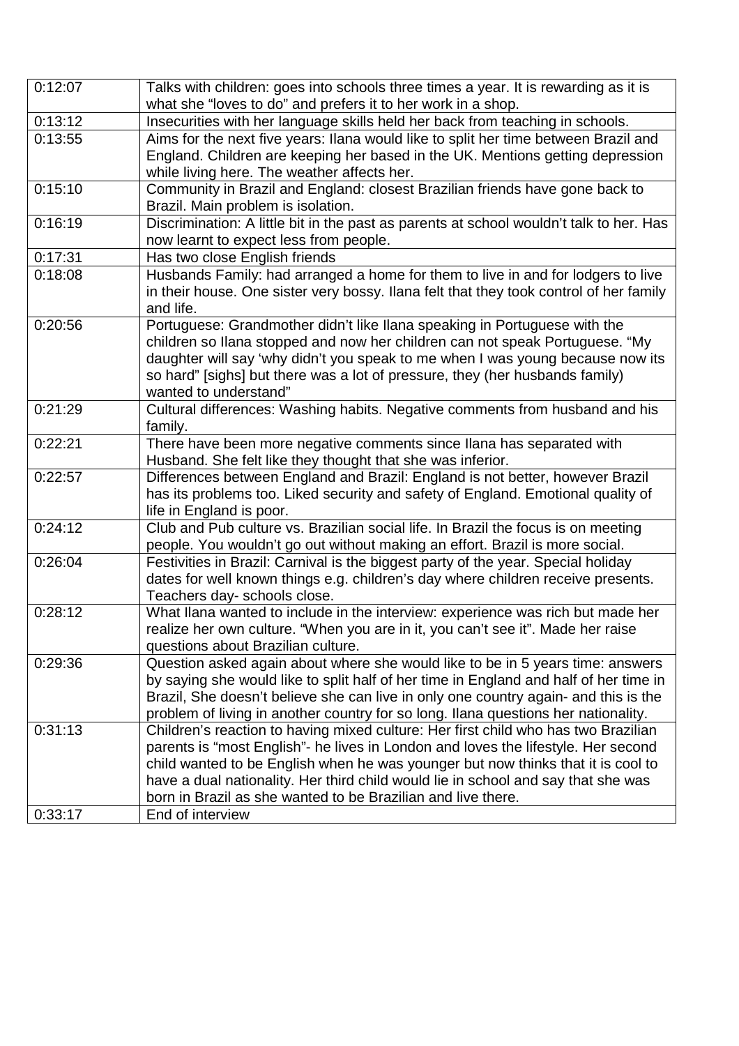| | |
|---|---|
| 0:12:07 | Talks with children: goes into schools three times a year. It is rewarding as it is what she "loves to do" and prefers it to her work in a shop. |
| 0:13:12 | Insecurities with her language skills held her back from teaching in schools. |
| 0:13:55 | Aims for the next five years: Ilana would like to split her time between Brazil and England. Children are keeping her based in the UK. Mentions getting depression while living here. The weather affects her. |
| 0:15:10 | Community in Brazil and England: closest Brazilian friends have gone back to Brazil. Main problem is isolation. |
| 0:16:19 | Discrimination: A little bit in the past as parents at school wouldn't talk to her. Has now learnt to expect less from people. |
| 0:17:31 | Has two close English friends |
| 0:18:08 | Husbands Family: had arranged a home for them to live in and for lodgers to live in their house. One sister very bossy. Ilana felt that they took control of her family and life. |
| 0:20:56 | Portuguese: Grandmother didn't like Ilana speaking in Portuguese with the children so Ilana stopped and now her children can not speak Portuguese. "My daughter will say 'why didn't you speak to me when I was young because now its so hard" [sighs] but there was a lot of pressure, they (her husbands family) wanted to understand" |
| 0:21:29 | Cultural differences: Washing habits. Negative comments from husband and his family. |
| 0:22:21 | There have been more negative comments since Ilana has separated with Husband. She felt like they thought that she was inferior. |
| 0:22:57 | Differences between England and Brazil: England is not better, however Brazil has its problems too. Liked security and safety of England. Emotional quality of life in England is poor. |
| 0:24:12 | Club and Pub culture vs. Brazilian social life. In Brazil the focus is on meeting people. You wouldn't go out without making an effort. Brazil is more social. |
| 0:26:04 | Festivities in Brazil: Carnival is the biggest party of the year. Special holiday dates for well known things e.g. children's day where children receive presents. Teachers day- schools close. |
| 0:28:12 | What Ilana wanted to include in the interview: experience was rich but made her realize her own culture. "When you are in it, you can't see it". Made her raise questions about Brazilian culture. |
| 0:29:36 | Question asked again about where she would like to be in 5 years time: answers by saying she would like to split half of her time in England and half of her time in Brazil, She doesn't believe she can live in only one country again- and this is the problem of living in another country for so long. Ilana questions her nationality. |
| 0:31:13 | Children's reaction to having mixed culture: Her first child who has two Brazilian parents is "most English"- he lives in London and loves the lifestyle. Her second child wanted to be English when he was younger but now thinks that it is cool to have a dual nationality. Her third child would lie in school and say that she was born in Brazil as she wanted to be Brazilian and live there. |
| 0:33:17 | End of interview |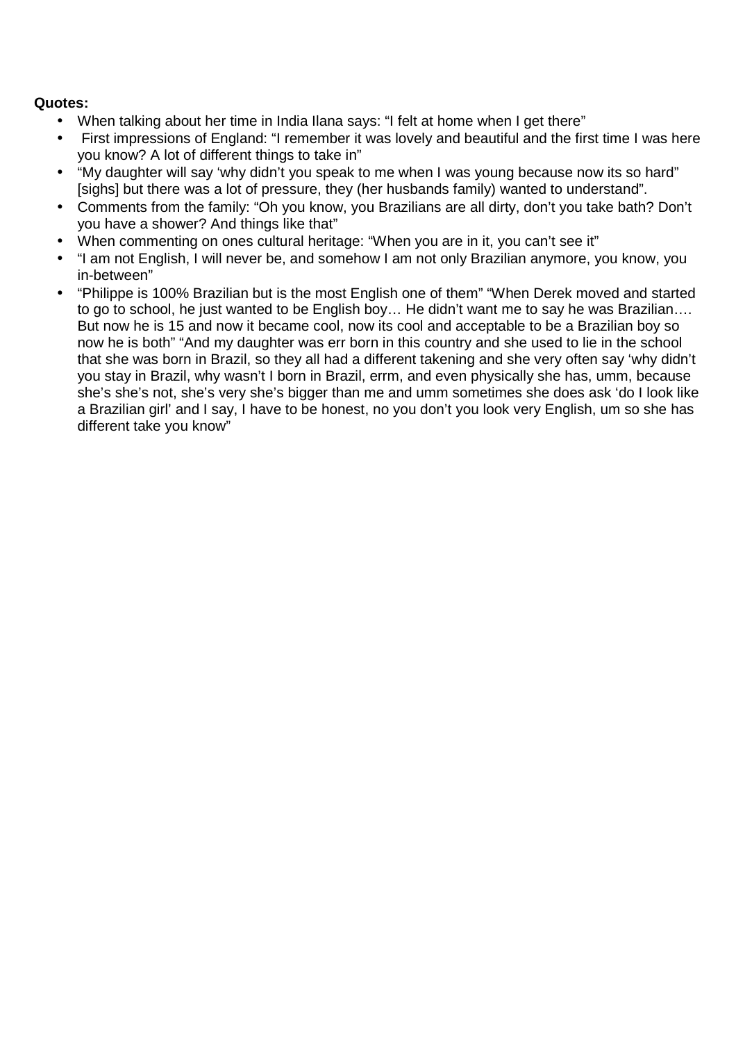**Quotes:**

- When talking about her time in India Ilana says: “I felt at home when I get there”
- First impressions of England: “I remember it was lovely and beautiful and the first time I was here you know? A lot of different things to take in”
- “My daughter will say ‘why didn’t you speak to me when I was young because now its so hard” [sighs] but there was a lot of pressure, they (her husbands family) wanted to understand”.
- Comments from the family: “Oh you know, you Brazilians are all dirty, don’t you take bath? Don’t you have a shower? And things like that”
- When commenting on ones cultural heritage: “When you are in it, you can’t see it”
- “I am not English, I will never be, and somehow I am not only Brazilian anymore, you know, you in-between”
- “Philippe is 100% Brazilian but is the most English one of them” “When Derek moved and started to go to school, he just wanted to be English boy… He didn’t want me to say he was Brazilian…. But now he is 15 and now it became cool, now its cool and acceptable to be a Brazilian boy so now he is both” “And my daughter was err born in this country and she used to lie in the school that she was born in Brazil, so they all had a different takening and she very often say ‘why didn’t you stay in Brazil, why wasn’t I born in Brazil, errm, and even physically she has, umm, because she’s she’s not, she’s very she’s bigger than me and umm sometimes she does ask ‘do I look like a Brazilian girl’ and I say, I have to be honest, no you don’t you look very English, um so she has different take you know”